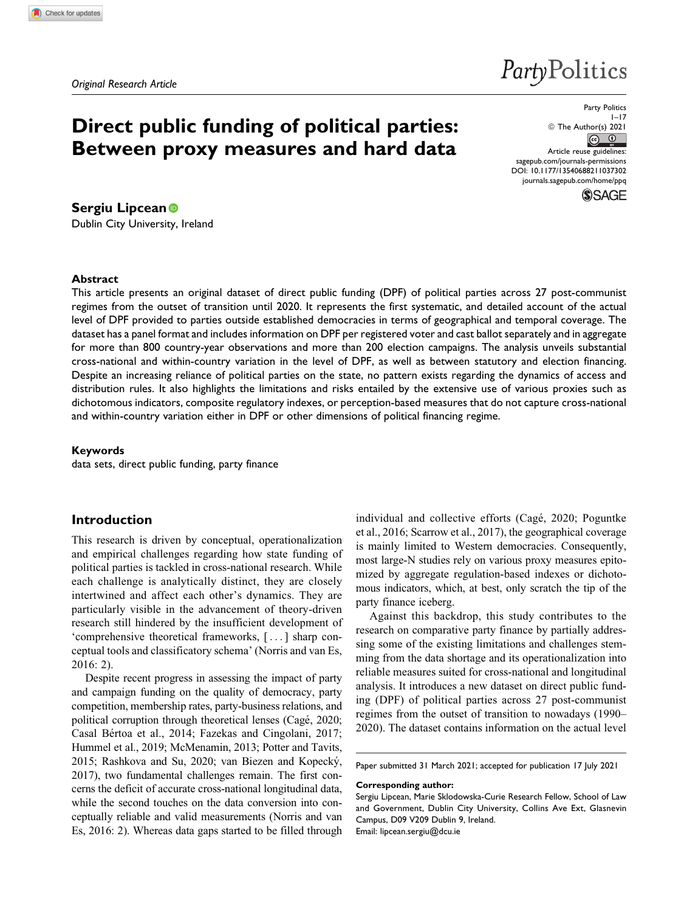*Original Research Article*

# Direct public funding of political parties: Between proxy measures and hard data

**Sergiu Lipcean**

Dublin City University, Ireland

Party Politics
1–17
© The Author(s) 2021
Article reuse guidelines: sagepub.com/journals-permissions
DOI: 10.1177/13540688211037302
journals.sagepub.com/home/ppq

### Abstract

This article presents an original dataset of direct public funding (DPF) of political parties across 27 post-communist regimes from the outset of transition until 2020. It represents the first systematic, and detailed account of the actual level of DPF provided to parties outside established democracies in terms of geographical and temporal coverage. The dataset has a panel format and includes information on DPF per registered voter and cast ballot separately and in aggregate for more than 800 country-year observations and more than 200 election campaigns. The analysis unveils substantial cross-national and within-country variation in the level of DPF, as well as between statutory and election financing. Despite an increasing reliance of political parties on the state, no pattern exists regarding the dynamics of access and distribution rules. It also highlights the limitations and risks entailed by the extensive use of various proxies such as dichotomous indicators, composite regulatory indexes, or perception-based measures that do not capture cross-national and within-country variation either in DPF or other dimensions of political financing regime.

### Keywords

data sets, direct public funding, party finance

## Introduction

This research is driven by conceptual, operationalization and empirical challenges regarding how state funding of political parties is tackled in cross-national research. While each challenge is analytically distinct, they are closely intertwined and affect each other's dynamics. They are particularly visible in the advancement of theory-driven research still hindered by the insufficient development of 'comprehensive theoretical frameworks, [ . . . ] sharp conceptual tools and classificatory schema' (Norris and van Es, 2016: 2).

Despite recent progress in assessing the impact of party and campaign funding on the quality of democracy, party competition, membership rates, party-business relations, and political corruption through theoretical lenses (Cagé, 2020; Casal Bértoa et al., 2014; Fazekas and Cingolani, 2017; Hummel et al., 2019; McMenamin, 2013; Potter and Tavits, 2015; Rashkova and Su, 2020; van Biezen and Kopecký, 2017), two fundamental challenges remain. The first concerns the deficit of accurate cross-national longitudinal data, while the second touches on the data conversion into conceptually reliable and valid measurements (Norris and van Es, 2016: 2). Whereas data gaps started to be filled through individual and collective efforts (Cagé, 2020; Poguntke et al., 2016; Scarrow et al., 2017), the geographical coverage is mainly limited to Western democracies. Consequently, most large-N studies rely on various proxy measures epitomized by aggregate regulation-based indexes or dichotomous indicators, which, at best, only scratch the tip of the party finance iceberg.

Against this backdrop, this study contributes to the research on comparative party finance by partially addressing some of the existing limitations and challenges stemming from the data shortage and its operationalization into reliable measures suited for cross-national and longitudinal analysis. It introduces a new dataset on direct public funding (DPF) of political parties across 27 post-communist regimes from the outset of transition to nowadays (1990–2020). The dataset contains information on the actual level

Paper submitted 31 March 2021; accepted for publication 17 July 2021

**Corresponding author:**
Sergiu Lipcean, Marie Sklodowska-Curie Research Fellow, School of Law and Government, Dublin City University, Collins Ave Ext, Glasnevin Campus, D09 V209 Dublin 9, Ireland.
Email: lipcean.sergiu@dcu.ie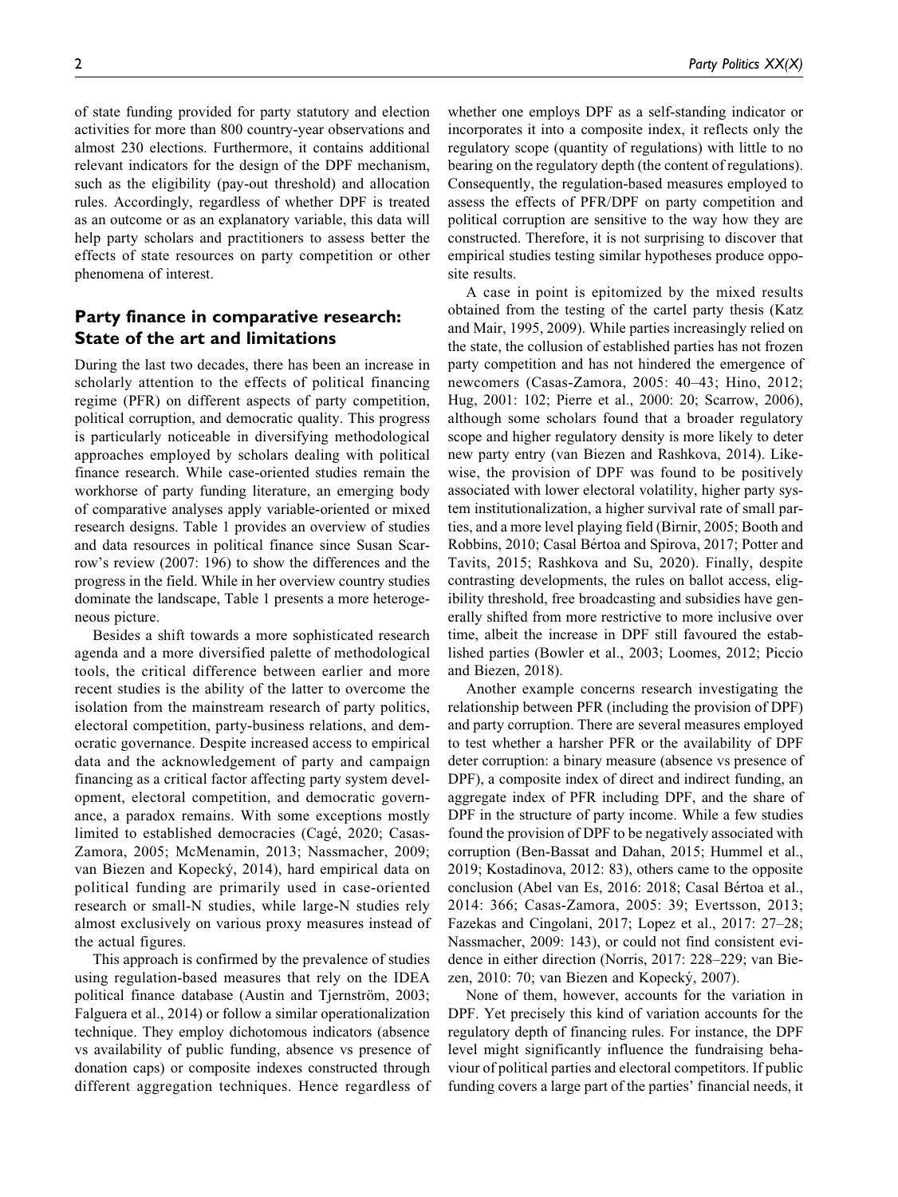of state funding provided for party statutory and election activities for more than 800 country-year observations and almost 230 elections. Furthermore, it contains additional relevant indicators for the design of the DPF mechanism, such as the eligibility (pay-out threshold) and allocation rules. Accordingly, regardless of whether DPF is treated as an outcome or as an explanatory variable, this data will help party scholars and practitioners to assess better the effects of state resources on party competition or other phenomena of interest.

## Party finance in comparative research: State of the art and limitations

During the last two decades, there has been an increase in scholarly attention to the effects of political financing regime (PFR) on different aspects of party competition, political corruption, and democratic quality. This progress is particularly noticeable in diversifying methodological approaches employed by scholars dealing with political finance research. While case-oriented studies remain the workhorse of party funding literature, an emerging body of comparative analyses apply variable-oriented or mixed research designs. Table 1 provides an overview of studies and data resources in political finance since Susan Scarrow's review (2007: 196) to show the differences and the progress in the field. While in her overview country studies dominate the landscape, Table 1 presents a more heterogeneous picture.

Besides a shift towards a more sophisticated research agenda and a more diversified palette of methodological tools, the critical difference between earlier and more recent studies is the ability of the latter to overcome the isolation from the mainstream research of party politics, electoral competition, party-business relations, and democratic governance. Despite increased access to empirical data and the acknowledgement of party and campaign financing as a critical factor affecting party system development, electoral competition, and democratic governance, a paradox remains. With some exceptions mostly limited to established democracies (Cagé, 2020; Casas-Zamora, 2005; McMenamin, 2013; Nassmacher, 2009; van Biezen and Kopecký, 2014), hard empirical data on political funding are primarily used in case-oriented research or small-N studies, while large-N studies rely almost exclusively on various proxy measures instead of the actual figures.

This approach is confirmed by the prevalence of studies using regulation-based measures that rely on the IDEA political finance database (Austin and Tjernström, 2003; Falguera et al., 2014) or follow a similar operationalization technique. They employ dichotomous indicators (absence vs availability of public funding, absence vs presence of donation caps) or composite indexes constructed through different aggregation techniques. Hence regardless of whether one employs DPF as a self-standing indicator or incorporates it into a composite index, it reflects only the regulatory scope (quantity of regulations) with little to no bearing on the regulatory depth (the content of regulations). Consequently, the regulation-based measures employed to assess the effects of PFR/DPF on party competition and political corruption are sensitive to the way how they are constructed. Therefore, it is not surprising to discover that empirical studies testing similar hypotheses produce opposite results.

A case in point is epitomized by the mixed results obtained from the testing of the cartel party thesis (Katz and Mair, 1995, 2009). While parties increasingly relied on the state, the collusion of established parties has not frozen party competition and has not hindered the emergence of newcomers (Casas-Zamora, 2005: 40–43; Hino, 2012; Hug, 2001: 102; Pierre et al., 2000: 20; Scarrow, 2006), although some scholars found that a broader regulatory scope and higher regulatory density is more likely to deter new party entry (van Biezen and Rashkova, 2014). Likewise, the provision of DPF was found to be positively associated with lower electoral volatility, higher party system institutionalization, a higher survival rate of small parties, and a more level playing field (Birnir, 2005; Booth and Robbins, 2010; Casal Bértoa and Spirova, 2017; Potter and Tavits, 2015; Rashkova and Su, 2020). Finally, despite contrasting developments, the rules on ballot access, eligibility threshold, free broadcasting and subsidies have generally shifted from more restrictive to more inclusive over time, albeit the increase in DPF still favoured the established parties (Bowler et al., 2003; Loomes, 2012; Piccio and Biezen, 2018).

Another example concerns research investigating the relationship between PFR (including the provision of DPF) and party corruption. There are several measures employed to test whether a harsher PFR or the availability of DPF deter corruption: a binary measure (absence vs presence of DPF), a composite index of direct and indirect funding, an aggregate index of PFR including DPF, and the share of DPF in the structure of party income. While a few studies found the provision of DPF to be negatively associated with corruption (Ben-Bassat and Dahan, 2015; Hummel et al., 2019; Kostadinova, 2012: 83), others came to the opposite conclusion (Abel van Es, 2016: 2018; Casal Bértoa et al., 2014: 366; Casas-Zamora, 2005: 39; Evertsson, 2013; Fazekas and Cingolani, 2017; Lopez et al., 2017: 27–28; Nassmacher, 2009: 143), or could not find consistent evidence in either direction (Norris, 2017: 228–229; van Biezen, 2010: 70; van Biezen and Kopecký, 2007).

None of them, however, accounts for the variation in DPF. Yet precisely this kind of variation accounts for the regulatory depth of financing rules. For instance, the DPF level might significantly influence the fundraising behaviour of political parties and electoral competitors. If public funding covers a large part of the parties' financial needs, it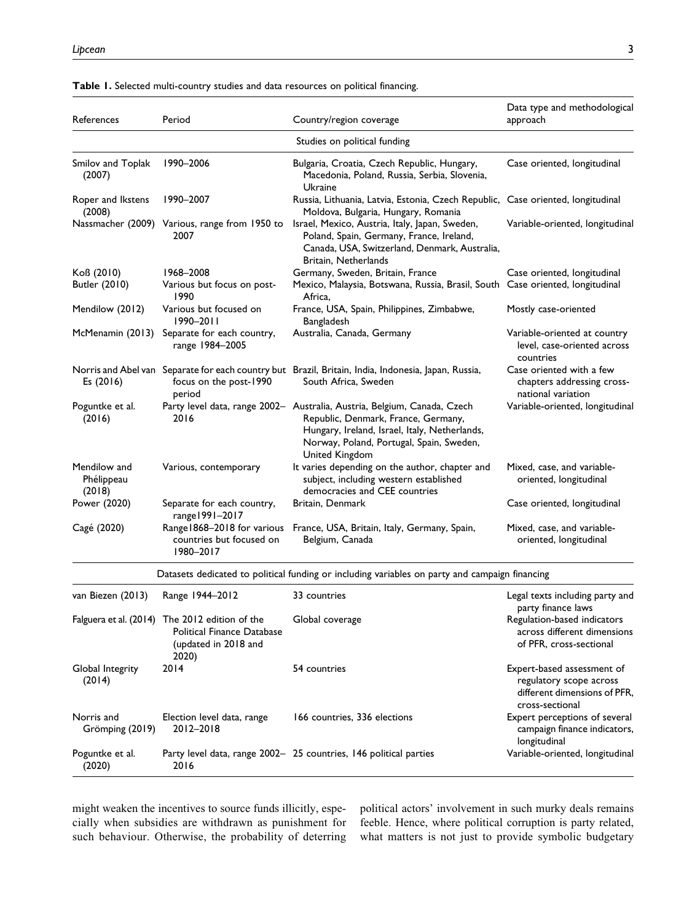**Table 1.** Selected multi-country studies and data resources on political financing.

| References | Period | Country/region coverage | Data type and methodological approach |
|---|---|---|---|
| | | Studies on political funding | |
| Smilov and Toplak (2007) | 1990–2006 | Bulgaria, Croatia, Czech Republic, Hungary, Macedonia, Poland, Russia, Serbia, Slovenia, Ukraine | Case oriented, longitudinal |
| Roper and Ikstens (2008) | 1990–2007 | Russia, Lithuania, Latvia, Estonia, Czech Republic, Moldova, Bulgaria, Hungary, Romania | Case oriented, longitudinal |
| Nassmacher (2009) | Various, range from 1950 to 2007 | Israel, Mexico, Austria, Italy, Japan, Sweden, Poland, Spain, Germany, France, Ireland, Canada, USA, Switzerland, Denmark, Australia, Britain, Netherlands | Variable-oriented, longitudinal |
| Koß (2010) | 1968–2008 | Germany, Sweden, Britain, France | Case oriented, longitudinal |
| Butler (2010) | Various but focus on post-1990 | Mexico, Malaysia, Botswana, Russia, Brasil, South Africa, | Case oriented, longitudinal |
| Mendilow (2012) | Various but focused on 1990–2011 | France, USA, Spain, Philippines, Zimbabwe, Bangladesh | Mostly case-oriented |
| McMenamin (2013) | Separate for each country, range 1984–2005 | Australia, Canada, Germany | Variable-oriented at country level, case-oriented across countries |
| Norris and Abel van Es (2016) | Separate for each country but focus on the post-1990 period | Brazil, Britain, India, Indonesia, Japan, Russia, South Africa, Sweden | Case oriented with a few chapters addressing cross-national variation |
| Poguntke et al. (2016) | Party level data, range 2002–2016 | Australia, Austria, Belgium, Canada, Czech Republic, Denmark, France, Germany, Hungary, Ireland, Israel, Italy, Netherlands, Norway, Poland, Portugal, Spain, Sweden, United Kingdom | Variable-oriented, longitudinal |
| Mendilow and Phélippeau (2018) | Various, contemporary | It varies depending on the author, chapter and subject, including western established democracies and CEE countries | Mixed, case, and variable-oriented, longitudinal |
| Power (2020) | Separate for each country, range1991–2017 | Britain, Denmark | Case oriented, longitudinal |
| Cagé (2020) | Range1868–2018 for various countries but focused on 1980–2017 | France, USA, Britain, Italy, Germany, Spain, Belgium, Canada | Mixed, case, and variable-oriented, longitudinal |
| | | Datasets dedicated to political funding or including variables on party and campaign financing | |
| van Biezen (2013) | Range 1944–2012 | 33 countries | Legal texts including party and party finance laws |
| Falguera et al. (2014) | The 2012 edition of the Political Finance Database (updated in 2018 and 2020) | Global coverage | Regulation-based indicators across different dimensions of PFR, cross-sectional |
| Global Integrity (2014) | 2014 | 54 countries | Expert-based assessment of regulatory scope across different dimensions of PFR, cross-sectional |
| Norris and Grömping (2019) | Election level data, range 2012–2018 | 166 countries, 336 elections | Expert perceptions of several campaign finance indicators, longitudinal |
| Poguntke et al. (2020) | Party level data, range 2002–2016 | 25 countries, 146 political parties | Variable-oriented, longitudinal |

might weaken the incentives to source funds illicitly, especially when subsidies are withdrawn as punishment for such behaviour. Otherwise, the probability of deterring political actors' involvement in such murky deals remains feeble. Hence, where political corruption is party related, what matters is not just to provide symbolic budgetary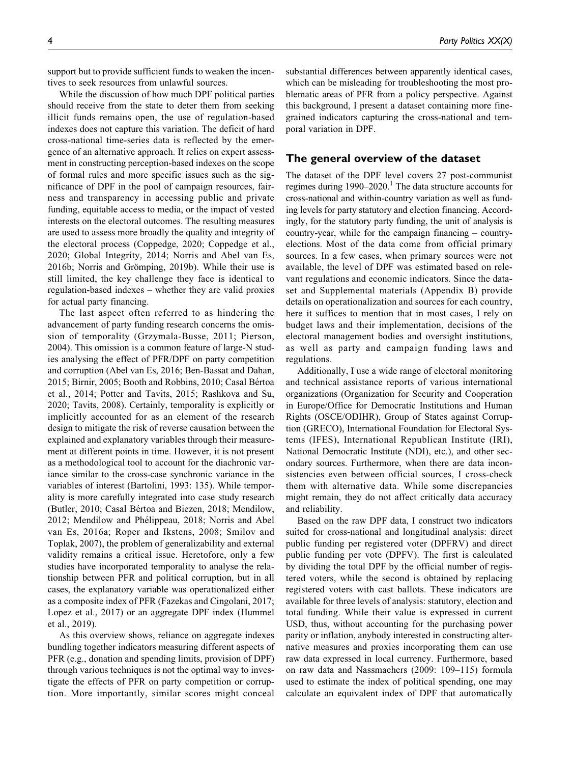support but to provide sufficient funds to weaken the incentives to seek resources from unlawful sources.

While the discussion of how much DPF political parties should receive from the state to deter them from seeking illicit funds remains open, the use of regulation-based indexes does not capture this variation. The deficit of hard cross-national time-series data is reflected by the emergence of an alternative approach. It relies on expert assessment in constructing perception-based indexes on the scope of formal rules and more specific issues such as the significance of DPF in the pool of campaign resources, fairness and transparency in accessing public and private funding, equitable access to media, or the impact of vested interests on the electoral outcomes. The resulting measures are used to assess more broadly the quality and integrity of the electoral process (Coppedge, 2020; Coppedge et al., 2020; Global Integrity, 2014; Norris and Abel van Es, 2016b; Norris and Grömping, 2019b). While their use is still limited, the key challenge they face is identical to regulation-based indexes – whether they are valid proxies for actual party financing.

The last aspect often referred to as hindering the advancement of party funding research concerns the omission of temporality (Grzymala-Busse, 2011; Pierson, 2004). This omission is a common feature of large-N studies analysing the effect of PFR/DPF on party competition and corruption (Abel van Es, 2016; Ben-Bassat and Dahan, 2015; Birnir, 2005; Booth and Robbins, 2010; Casal Bértoa et al., 2014; Potter and Tavits, 2015; Rashkova and Su, 2020; Tavits, 2008). Certainly, temporality is explicitly or implicitly accounted for as an element of the research design to mitigate the risk of reverse causation between the explained and explanatory variables through their measurement at different points in time. However, it is not present as a methodological tool to account for the diachronic variance similar to the cross-case synchronic variance in the variables of interest (Bartolini, 1993: 135). While temporality is more carefully integrated into case study research (Butler, 2010; Casal Bértoa and Biezen, 2018; Mendilow, 2012; Mendilow and Phélippeau, 2018; Norris and Abel van Es, 2016a; Roper and Ikstens, 2008; Smilov and Toplak, 2007), the problem of generalizability and external validity remains a critical issue. Heretofore, only a few studies have incorporated temporality to analyse the relationship between PFR and political corruption, but in all cases, the explanatory variable was operationalized either as a composite index of PFR (Fazekas and Cingolani, 2017; Lopez et al., 2017) or an aggregate DPF index (Hummel et al., 2019).

As this overview shows, reliance on aggregate indexes bundling together indicators measuring different aspects of PFR (e.g., donation and spending limits, provision of DPF) through various techniques is not the optimal way to investigate the effects of PFR on party competition or corruption. More importantly, similar scores might conceal substantial differences between apparently identical cases, which can be misleading for troubleshooting the most problematic areas of PFR from a policy perspective. Against this background, I present a dataset containing more fine-grained indicators capturing the cross-national and temporal variation in DPF.

## The general overview of the dataset

The dataset of the DPF level covers 27 post-communist regimes during 1990–2020.[1] The data structure accounts for cross-national and within-country variation as well as funding levels for party statutory and election financing. Accordingly, for the statutory party funding, the unit of analysis is country-year, while for the campaign financing – country-elections. Most of the data come from official primary sources. In a few cases, when primary sources were not available, the level of DPF was estimated based on relevant regulations and economic indicators. Since the dataset and Supplemental materials (Appendix B) provide details on operationalization and sources for each country, here it suffices to mention that in most cases, I rely on budget laws and their implementation, decisions of the electoral management bodies and oversight institutions, as well as party and campaign funding laws and regulations.

Additionally, I use a wide range of electoral monitoring and technical assistance reports of various international organizations (Organization for Security and Cooperation in Europe/Office for Democratic Institutions and Human Rights (OSCE/ODIHR), Group of States against Corruption (GRECO), International Foundation for Electoral Systems (IFES), International Republican Institute (IRI), National Democratic Institute (NDI), etc.), and other secondary sources. Furthermore, when there are data inconsistencies even between official sources, I cross-check them with alternative data. While some discrepancies might remain, they do not affect critically data accuracy and reliability.

Based on the raw DPF data, I construct two indicators suited for cross-national and longitudinal analysis: direct public funding per registered voter (DPFRV) and direct public funding per vote (DPFV). The first is calculated by dividing the total DPF by the official number of registered voters, while the second is obtained by replacing registered voters with cast ballots. These indicators are available for three levels of analysis: statutory, election and total funding. While their value is expressed in current USD, thus, without accounting for the purchasing power parity or inflation, anybody interested in constructing alternative measures and proxies incorporating them can use raw data expressed in local currency. Furthermore, based on raw data and Nassmachers (2009: 109–115) formula used to estimate the index of political spending, one may calculate an equivalent index of DPF that automatically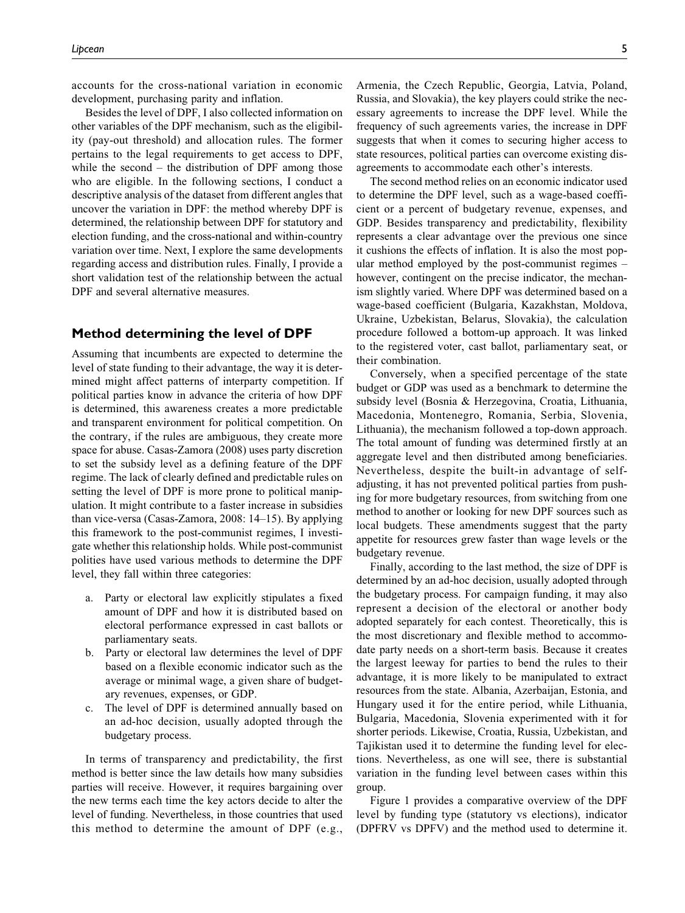accounts for the cross-national variation in economic development, purchasing parity and inflation.

Besides the level of DPF, I also collected information on other variables of the DPF mechanism, such as the eligibility (pay-out threshold) and allocation rules. The former pertains to the legal requirements to get access to DPF, while the second – the distribution of DPF among those who are eligible. In the following sections, I conduct a descriptive analysis of the dataset from different angles that uncover the variation in DPF: the method whereby DPF is determined, the relationship between DPF for statutory and election funding, and the cross-national and within-country variation over time. Next, I explore the same developments regarding access and distribution rules. Finally, I provide a short validation test of the relationship between the actual DPF and several alternative measures.

## Method determining the level of DPF

Assuming that incumbents are expected to determine the level of state funding to their advantage, the way it is determined might affect patterns of interparty competition. If political parties know in advance the criteria of how DPF is determined, this awareness creates a more predictable and transparent environment for political competition. On the contrary, if the rules are ambiguous, they create more space for abuse. Casas-Zamora (2008) uses party discretion to set the subsidy level as a defining feature of the DPF regime. The lack of clearly defined and predictable rules on setting the level of DPF is more prone to political manipulation. It might contribute to a faster increase in subsidies than vice-versa (Casas-Zamora, 2008: 14–15). By applying this framework to the post-communist regimes, I investigate whether this relationship holds. While post-communist polities have used various methods to determine the DPF level, they fall within three categories:

a. Party or electoral law explicitly stipulates a fixed amount of DPF and how it is distributed based on electoral performance expressed in cast ballots or parliamentary seats.
b. Party or electoral law determines the level of DPF based on a flexible economic indicator such as the average or minimal wage, a given share of budgetary revenues, expenses, or GDP.
c. The level of DPF is determined annually based on an ad-hoc decision, usually adopted through the budgetary process.

In terms of transparency and predictability, the first method is better since the law details how many subsidies parties will receive. However, it requires bargaining over the new terms each time the key actors decide to alter the level of funding. Nevertheless, in those countries that used this method to determine the amount of DPF (e.g., Armenia, the Czech Republic, Georgia, Latvia, Poland, Russia, and Slovakia), the key players could strike the necessary agreements to increase the DPF level. While the frequency of such agreements varies, the increase in DPF suggests that when it comes to securing higher access to state resources, political parties can overcome existing disagreements to accommodate each other's interests.

The second method relies on an economic indicator used to determine the DPF level, such as a wage-based coefficient or a percent of budgetary revenue, expenses, and GDP. Besides transparency and predictability, flexibility represents a clear advantage over the previous one since it cushions the effects of inflation. It is also the most popular method employed by the post-communist regimes – however, contingent on the precise indicator, the mechanism slightly varied. Where DPF was determined based on a wage-based coefficient (Bulgaria, Kazakhstan, Moldova, Ukraine, Uzbekistan, Belarus, Slovakia), the calculation procedure followed a bottom-up approach. It was linked to the registered voter, cast ballot, parliamentary seat, or their combination.

Conversely, when a specified percentage of the state budget or GDP was used as a benchmark to determine the subsidy level (Bosnia & Herzegovina, Croatia, Lithuania, Macedonia, Montenegro, Romania, Serbia, Slovenia, Lithuania), the mechanism followed a top-down approach. The total amount of funding was determined firstly at an aggregate level and then distributed among beneficiaries. Nevertheless, despite the built-in advantage of self-adjusting, it has not prevented political parties from pushing for more budgetary resources, from switching from one method to another or looking for new DPF sources such as local budgets. These amendments suggest that the party appetite for resources grew faster than wage levels or the budgetary revenue.

Finally, according to the last method, the size of DPF is determined by an ad-hoc decision, usually adopted through the budgetary process. For campaign funding, it may also represent a decision of the electoral or another body adopted separately for each contest. Theoretically, this is the most discretionary and flexible method to accommodate party needs on a short-term basis. Because it creates the largest leeway for parties to bend the rules to their advantage, it is more likely to be manipulated to extract resources from the state. Albania, Azerbaijan, Estonia, and Hungary used it for the entire period, while Lithuania, Bulgaria, Macedonia, Slovenia experimented with it for shorter periods. Likewise, Croatia, Russia, Uzbekistan, and Tajikistan used it to determine the funding level for elections. Nevertheless, as one will see, there is substantial variation in the funding level between cases within this group.

Figure 1 provides a comparative overview of the DPF level by funding type (statutory vs elections), indicator (DPFRV vs DPFV) and the method used to determine it.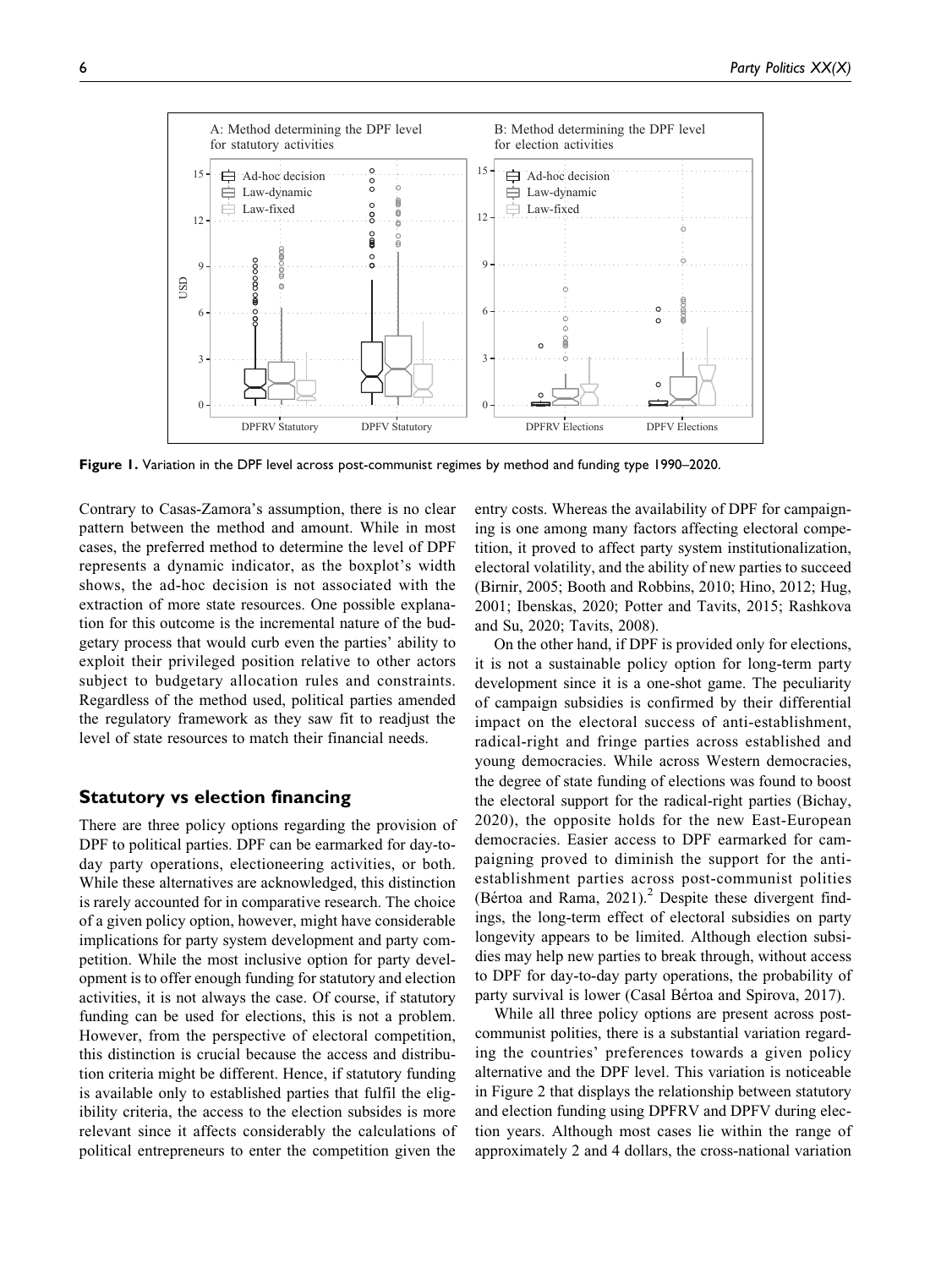**Figure 1.** Variation in the DPF level across post-communist regimes by method and funding type 1990–2020.

Contrary to Casas-Zamora's assumption, there is no clear pattern between the method and amount. While in most cases, the preferred method to determine the level of DPF represents a dynamic indicator, as the boxplot's width shows, the ad-hoc decision is not associated with the extraction of more state resources. One possible explanation for this outcome is the incremental nature of the budgetary process that would curb even the parties' ability to exploit their privileged position relative to other actors subject to budgetary allocation rules and constraints. Regardless of the method used, political parties amended the regulatory framework as they saw fit to readjust the level of state resources to match their financial needs.

## Statutory vs election financing

There are three policy options regarding the provision of DPF to political parties. DPF can be earmarked for day-to-day party operations, electioneering activities, or both. While these alternatives are acknowledged, this distinction is rarely accounted for in comparative research. The choice of a given policy option, however, might have considerable implications for party system development and party competition. While the most inclusive option for party development is to offer enough funding for statutory and election activities, it is not always the case. Of course, if statutory funding can be used for elections, this is not a problem. However, from the perspective of electoral competition, this distinction is crucial because the access and distribution criteria might be different. Hence, if statutory funding is available only to established parties that fulfil the eligibility criteria, the access to the election subsides is more relevant since it affects considerably the calculations of political entrepreneurs to enter the competition given the entry costs. Whereas the availability of DPF for campaigning is one among many factors affecting electoral competition, it proved to affect party system institutionalization, electoral volatility, and the ability of new parties to succeed (Birnir, 2005; Booth and Robbins, 2010; Hino, 2012; Hug, 2001; Ibenskas, 2020; Potter and Tavits, 2015; Rashkova and Su, 2020; Tavits, 2008).

On the other hand, if DPF is provided only for elections, it is not a sustainable policy option for long-term party development since it is a one-shot game. The peculiarity of campaign subsidies is confirmed by their differential impact on the electoral success of anti-establishment, radical-right and fringe parties across established and young democracies. While across Western democracies, the degree of state funding of elections was found to boost the electoral support for the radical-right parties (Bichay, 2020), the opposite holds for the new East-European democracies. Easier access to DPF earmarked for campaigning proved to diminish the support for the anti-establishment parties across post-communist polities (Bértoa and Rama, 2021).[2] Despite these divergent findings, the long-term effect of electoral subsidies on party longevity appears to be limited. Although election subsidies may help new parties to break through, without access to DPF for day-to-day party operations, the probability of party survival is lower (Casal Bértoa and Spirova, 2017).

While all three policy options are present across post-communist polities, there is a substantial variation regarding the countries' preferences towards a given policy alternative and the DPF level. This variation is noticeable in Figure 2 that displays the relationship between statutory and election funding using DPFRV and DPFV during election years. Although most cases lie within the range of approximately 2 and 4 dollars, the cross-national variation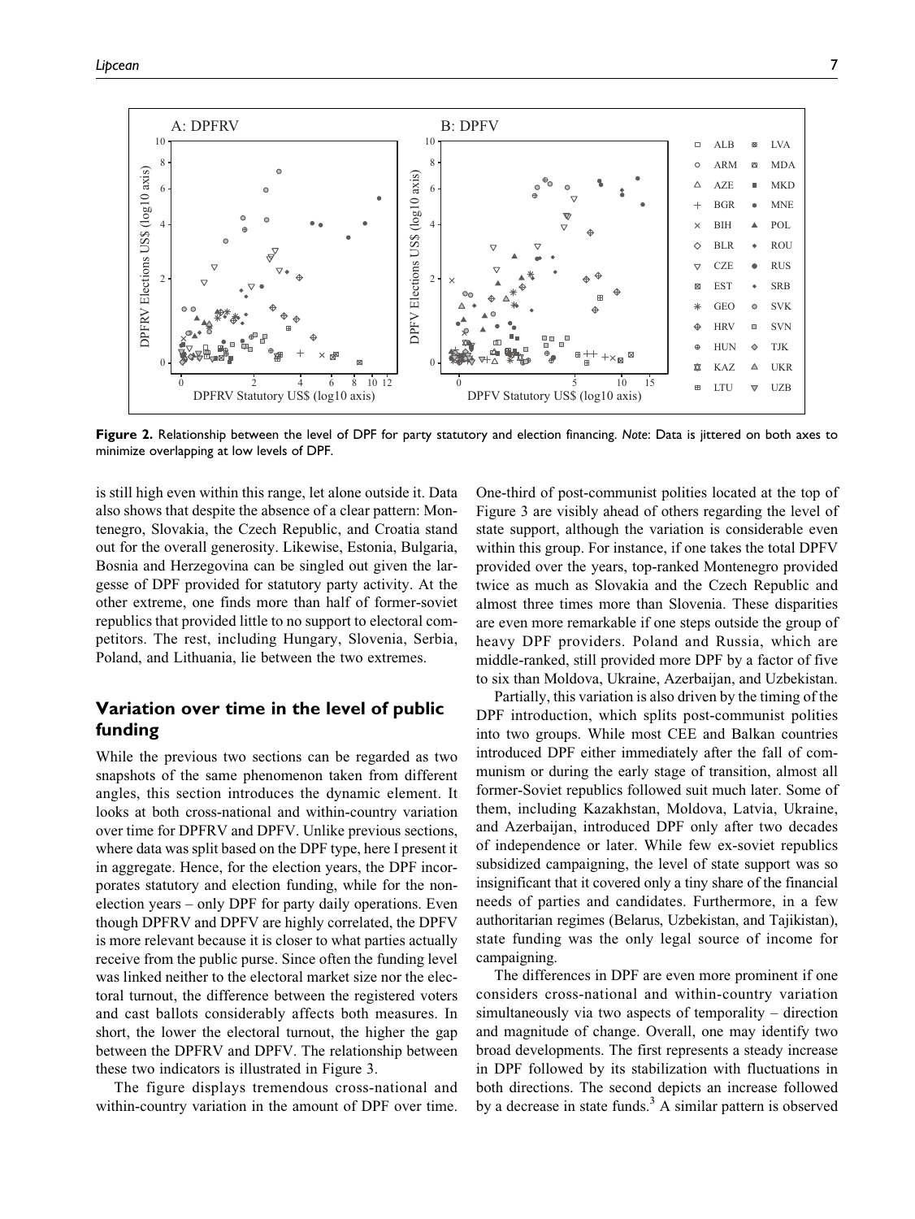**Figure 2.** Relationship between the level of DPF for party statutory and election financing. *Note*: Data is jittered on both axes to minimize overlapping at low levels of DPF.

is still high even within this range, let alone outside it. Data also shows that despite the absence of a clear pattern: Montenegro, Slovakia, the Czech Republic, and Croatia stand out for the overall generosity. Likewise, Estonia, Bulgaria, Bosnia and Herzegovina can be singled out given the largesse of DPF provided for statutory party activity. At the other extreme, one finds more than half of former-soviet republics that provided little to no support to electoral competitors. The rest, including Hungary, Slovenia, Serbia, Poland, and Lithuania, lie between the two extremes.

## Variation over time in the level of public funding

While the previous two sections can be regarded as two snapshots of the same phenomenon taken from different angles, this section introduces the dynamic element. It looks at both cross-national and within-country variation over time for DPFRV and DPFV. Unlike previous sections, where data was split based on the DPF type, here I present it in aggregate. Hence, for the election years, the DPF incorporates statutory and election funding, while for the non-election years – only DPF for party daily operations. Even though DPFRV and DPFV are highly correlated, the DPFV is more relevant because it is closer to what parties actually receive from the public purse. Since often the funding level was linked neither to the electoral market size nor the electoral turnout, the difference between the registered voters and cast ballots considerably affects both measures. In short, the lower the electoral turnout, the higher the gap between the DPFRV and DPFV. The relationship between these two indicators is illustrated in Figure 3.

The figure displays tremendous cross-national and within-country variation in the amount of DPF over time. One-third of post-communist polities located at the top of Figure 3 are visibly ahead of others regarding the level of state support, although the variation is considerable even within this group. For instance, if one takes the total DPFV provided over the years, top-ranked Montenegro provided twice as much as Slovakia and the Czech Republic and almost three times more than Slovenia. These disparities are even more remarkable if one steps outside the group of heavy DPF providers. Poland and Russia, which are middle-ranked, still provided more DPF by a factor of five to six than Moldova, Ukraine, Azerbaijan, and Uzbekistan.

Partially, this variation is also driven by the timing of the DPF introduction, which splits post-communist polities into two groups. While most CEE and Balkan countries introduced DPF either immediately after the fall of communism or during the early stage of transition, almost all former-Soviet republics followed suit much later. Some of them, including Kazakhstan, Moldova, Latvia, Ukraine, and Azerbaijan, introduced DPF only after two decades of independence or later. While few ex-soviet republics subsidized campaigning, the level of state support was so insignificant that it covered only a tiny share of the financial needs of parties and candidates. Furthermore, in a few authoritarian regimes (Belarus, Uzbekistan, and Tajikistan), state funding was the only legal source of income for campaigning.

The differences in DPF are even more prominent if one considers cross-national and within-country variation simultaneously via two aspects of temporality – direction and magnitude of change. Overall, one may identify two broad developments. The first represents a steady increase in DPF followed by its stabilization with fluctuations in both directions. The second depicts an increase followed by a decrease in state funds.[3] A similar pattern is observed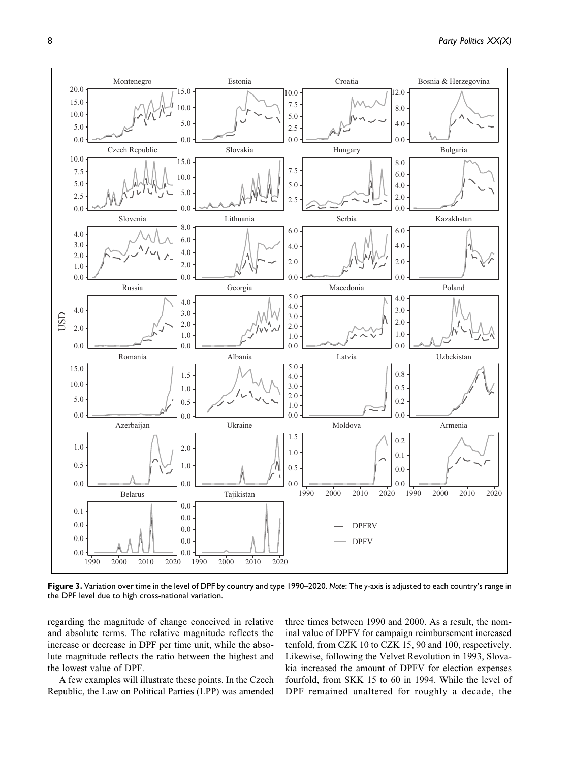Figure 3. Variation over time in the level of DPF by country and type 1990–2020. *Note*: The *y*-axis is adjusted to each country's range in the DPF level due to high cross-national variation.

regarding the magnitude of change conceived in relative and absolute terms. The relative magnitude reflects the increase or decrease in DPF per time unit, while the absolute magnitude reflects the ratio between the highest and the lowest value of DPF.

A few examples will illustrate these points. In the Czech Republic, the Law on Political Parties (LPP) was amended three times between 1990 and 2000. As a result, the nominal value of DPFV for campaign reimbursement increased tenfold, from CZK 10 to CZK 15, 90 and 100, respectively. Likewise, following the Velvet Revolution in 1993, Slovakia increased the amount of DPFV for election expenses fourfold, from SKK 15 to 60 in 1994. While the level of DPF remained unaltered for roughly a decade, the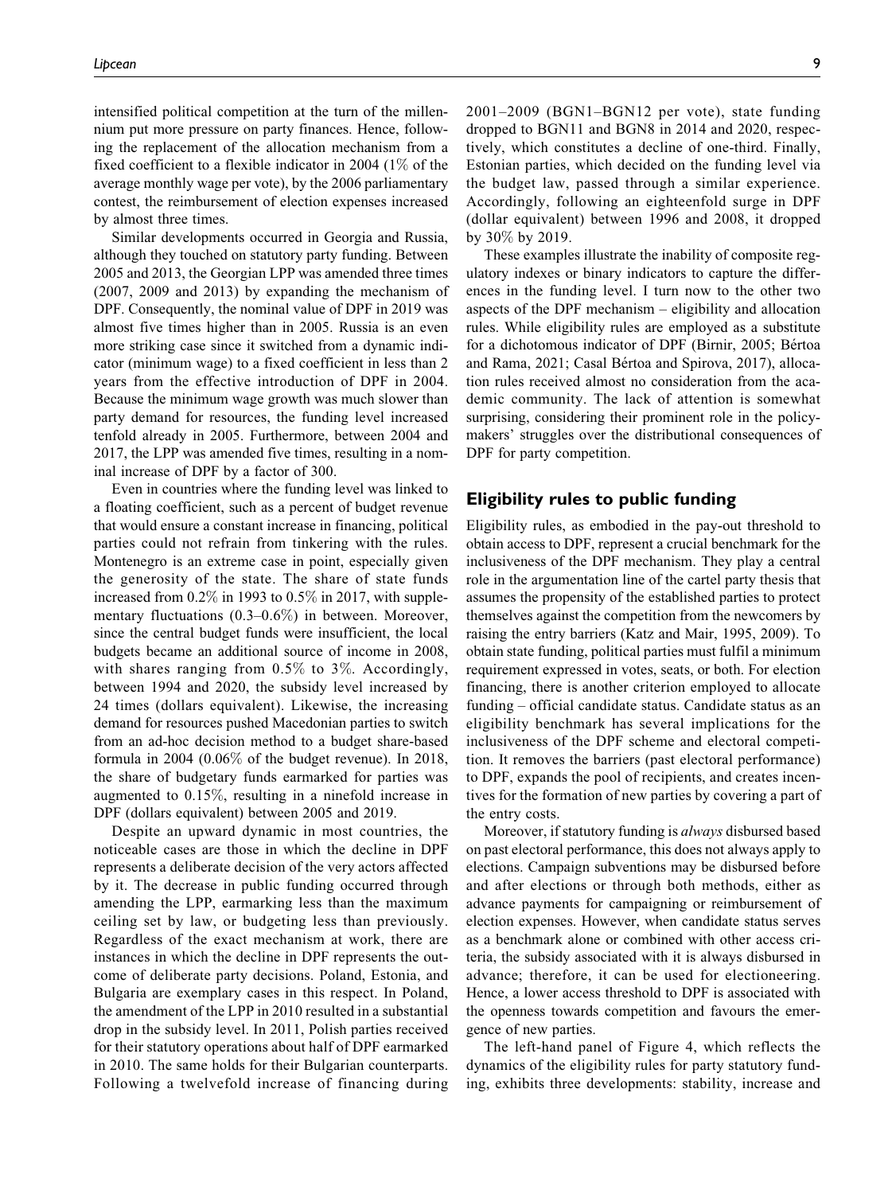intensified political competition at the turn of the millennium put more pressure on party finances. Hence, following the replacement of the allocation mechanism from a fixed coefficient to a flexible indicator in 2004 (1% of the average monthly wage per vote), by the 2006 parliamentary contest, the reimbursement of election expenses increased by almost three times.

Similar developments occurred in Georgia and Russia, although they touched on statutory party funding. Between 2005 and 2013, the Georgian LPP was amended three times (2007, 2009 and 2013) by expanding the mechanism of DPF. Consequently, the nominal value of DPF in 2019 was almost five times higher than in 2005. Russia is an even more striking case since it switched from a dynamic indicator (minimum wage) to a fixed coefficient in less than 2 years from the effective introduction of DPF in 2004. Because the minimum wage growth was much slower than party demand for resources, the funding level increased tenfold already in 2005. Furthermore, between 2004 and 2017, the LPP was amended five times, resulting in a nominal increase of DPF by a factor of 300.

Even in countries where the funding level was linked to a floating coefficient, such as a percent of budget revenue that would ensure a constant increase in financing, political parties could not refrain from tinkering with the rules. Montenegro is an extreme case in point, especially given the generosity of the state. The share of state funds increased from 0.2% in 1993 to 0.5% in 2017, with supplementary fluctuations (0.3–0.6%) in between. Moreover, since the central budget funds were insufficient, the local budgets became an additional source of income in 2008, with shares ranging from 0.5% to 3%. Accordingly, between 1994 and 2020, the subsidy level increased by 24 times (dollars equivalent). Likewise, the increasing demand for resources pushed Macedonian parties to switch from an ad-hoc decision method to a budget share-based formula in 2004 (0.06% of the budget revenue). In 2018, the share of budgetary funds earmarked for parties was augmented to 0.15%, resulting in a ninefold increase in DPF (dollars equivalent) between 2005 and 2019.

Despite an upward dynamic in most countries, the noticeable cases are those in which the decline in DPF represents a deliberate decision of the very actors affected by it. The decrease in public funding occurred through amending the LPP, earmarking less than the maximum ceiling set by law, or budgeting less than previously. Regardless of the exact mechanism at work, there are instances in which the decline in DPF represents the outcome of deliberate party decisions. Poland, Estonia, and Bulgaria are exemplary cases in this respect. In Poland, the amendment of the LPP in 2010 resulted in a substantial drop in the subsidy level. In 2011, Polish parties received for their statutory operations about half of DPF earmarked in 2010. The same holds for their Bulgarian counterparts. Following a twelvefold increase of financing during 2001–2009 (BGN1–BGN12 per vote), state funding dropped to BGN11 and BGN8 in 2014 and 2020, respectively, which constitutes a decline of one-third. Finally, Estonian parties, which decided on the funding level via the budget law, passed through a similar experience. Accordingly, following an eighteenfold surge in DPF (dollar equivalent) between 1996 and 2008, it dropped by 30% by 2019.

These examples illustrate the inability of composite regulatory indexes or binary indicators to capture the differences in the funding level. I turn now to the other two aspects of the DPF mechanism – eligibility and allocation rules. While eligibility rules are employed as a substitute for a dichotomous indicator of DPF (Birnir, 2005; Bértoa and Rama, 2021; Casal Bértoa and Spirova, 2017), allocation rules received almost no consideration from the academic community. The lack of attention is somewhat surprising, considering their prominent role in the policymakers' struggles over the distributional consequences of DPF for party competition.

## Eligibility rules to public funding

Eligibility rules, as embodied in the pay-out threshold to obtain access to DPF, represent a crucial benchmark for the inclusiveness of the DPF mechanism. They play a central role in the argumentation line of the cartel party thesis that assumes the propensity of the established parties to protect themselves against the competition from the newcomers by raising the entry barriers (Katz and Mair, 1995, 2009). To obtain state funding, political parties must fulfil a minimum requirement expressed in votes, seats, or both. For election financing, there is another criterion employed to allocate funding – official candidate status. Candidate status as an eligibility benchmark has several implications for the inclusiveness of the DPF scheme and electoral competition. It removes the barriers (past electoral performance) to DPF, expands the pool of recipients, and creates incentives for the formation of new parties by covering a part of the entry costs.

Moreover, if statutory funding is *always* disbursed based on past electoral performance, this does not always apply to elections. Campaign subventions may be disbursed before and after elections or through both methods, either as advance payments for campaigning or reimbursement of election expenses. However, when candidate status serves as a benchmark alone or combined with other access criteria, the subsidy associated with it is always disbursed in advance; therefore, it can be used for electioneering. Hence, a lower access threshold to DPF is associated with the openness towards competition and favours the emergence of new parties.

The left-hand panel of Figure 4, which reflects the dynamics of the eligibility rules for party statutory funding, exhibits three developments: stability, increase and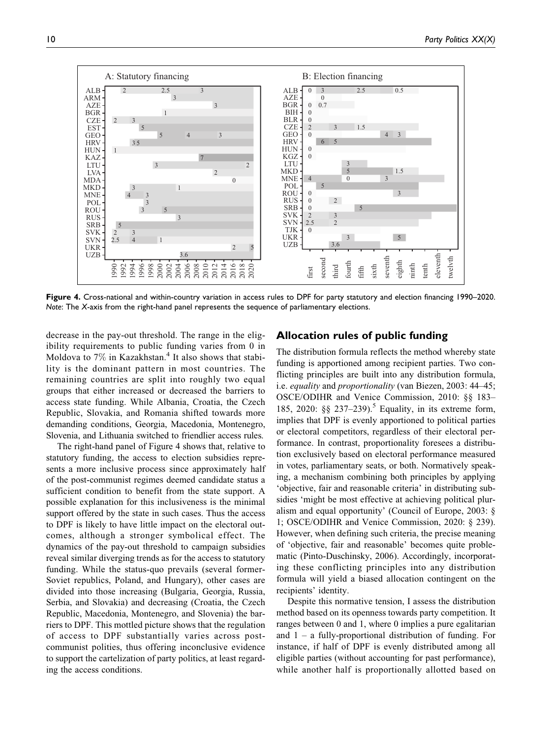**Figure 4.** Cross-national and within-country variation in access rules to DPF for party statutory and election financing 1990–2020. *Note*: The *X*-axis from the right-hand panel represents the sequence of parliamentary elections.

decrease in the pay-out threshold. The range in the eligibility requirements to public funding varies from 0 in Moldova to 7% in Kazakhstan.[4] It also shows that stability is the dominant pattern in most countries. The remaining countries are split into roughly two equal groups that either increased or decreased the barriers to access state funding. While Albania, Croatia, the Czech Republic, Slovakia, and Romania shifted towards more demanding conditions, Georgia, Macedonia, Montenegro, Slovenia, and Lithuania switched to friendlier access rules.

The right-hand panel of Figure 4 shows that, relative to statutory funding, the access to election subsidies represents a more inclusive process since approximately half of the post-communist regimes deemed candidate status a sufficient condition to benefit from the state support. A possible explanation for this inclusiveness is the minimal support offered by the state in such cases. Thus the access to DPF is likely to have little impact on the electoral outcomes, although a stronger symbolical effect. The dynamics of the pay-out threshold to campaign subsidies reveal similar diverging trends as for the access to statutory funding. While the status-quo prevails (several former-Soviet republics, Poland, and Hungary), other cases are divided into those increasing (Bulgaria, Georgia, Russia, Serbia, and Slovakia) and decreasing (Croatia, the Czech Republic, Macedonia, Montenegro, and Slovenia) the barriers to DPF. This mottled picture shows that the regulation of access to DPF substantially varies across post-communist polities, thus offering inconclusive evidence to support the cartelization of party politics, at least regarding the access conditions.

## Allocation rules of public funding

The distribution formula reflects the method whereby state funding is apportioned among recipient parties. Two conflicting principles are built into any distribution formula, i.e. *equality* and *proportionality* (van Biezen, 2003: 44–45; OSCE/ODIHR and Venice Commission, 2010: §§ 183–185, 2020: §§ 237–239).[5] Equality, in its extreme form, implies that DPF is evenly apportioned to political parties or electoral competitors, regardless of their electoral performance. In contrast, proportionality foresees a distribution exclusively based on electoral performance measured in votes, parliamentary seats, or both. Normatively speaking, a mechanism combining both principles by applying 'objective, fair and reasonable criteria' in distributing subsidies 'might be most effective at achieving political pluralism and equal opportunity' (Council of Europe, 2003: § 1; OSCE/ODIHR and Venice Commission, 2020: § 239). However, when defining such criteria, the precise meaning of 'objective, fair and reasonable' becomes quite problematic (Pinto-Duschinsky, 2006). Accordingly, incorporating these conflicting principles into any distribution formula will yield a biased allocation contingent on the recipients' identity.

Despite this normative tension, I assess the distribution method based on its openness towards party competition. It ranges between 0 and 1, where 0 implies a pure egalitarian and 1 – a fully-proportional distribution of funding. For instance, if half of DPF is evenly distributed among all eligible parties (without accounting for past performance), while another half is proportionally allotted based on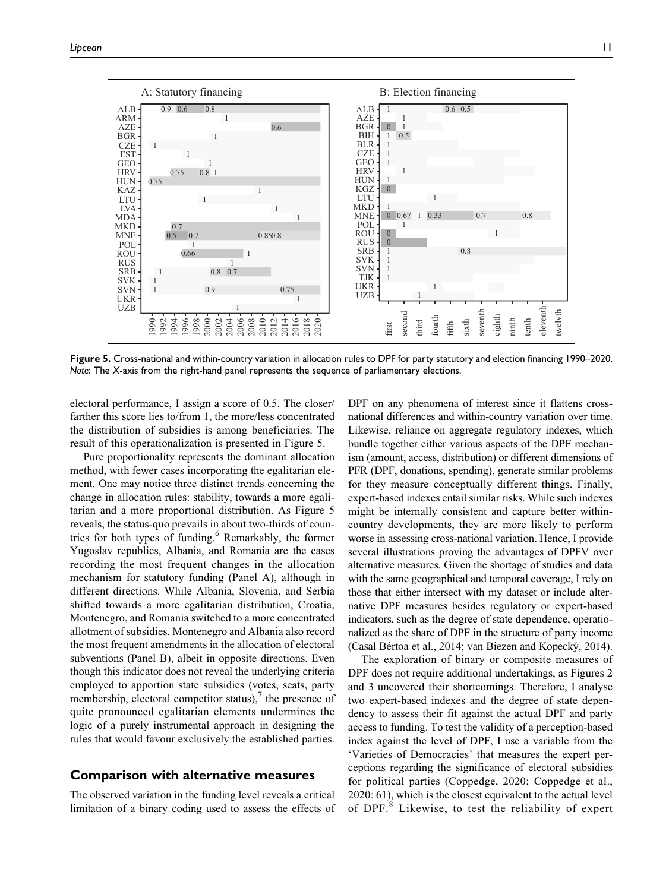**Figure 5.** Cross-national and within-country variation in allocation rules to DPF for party statutory and election financing 1990–2020. *Note*: The *X*-axis from the right-hand panel represents the sequence of parliamentary elections.

electoral performance, I assign a score of 0.5. The closer/farther this score lies to/from 1, the more/less concentrated the distribution of subsidies is among beneficiaries. The result of this operationalization is presented in Figure 5.

Pure proportionality represents the dominant allocation method, with fewer cases incorporating the egalitarian element. One may notice three distinct trends concerning the change in allocation rules: stability, towards a more egalitarian and a more proportional distribution. As Figure 5 reveals, the status-quo prevails in about two-thirds of countries for both types of funding.[6] Remarkably, the former Yugoslav republics, Albania, and Romania are the cases recording the most frequent changes in the allocation mechanism for statutory funding (Panel A), although in different directions. While Albania, Slovenia, and Serbia shifted towards a more egalitarian distribution, Croatia, Montenegro, and Romania switched to a more concentrated allotment of subsidies. Montenegro and Albania also record the most frequent amendments in the allocation of electoral subventions (Panel B), albeit in opposite directions. Even though this indicator does not reveal the underlying criteria employed to apportion state subsidies (votes, seats, party membership, electoral competitor status),[7] the presence of quite pronounced egalitarian elements undermines the logic of a purely instrumental approach in designing the rules that would favour exclusively the established parties.

## Comparison with alternative measures

The observed variation in the funding level reveals a critical limitation of a binary coding used to assess the effects of DPF on any phenomena of interest since it flattens cross-national differences and within-country variation over time. Likewise, reliance on aggregate regulatory indexes, which bundle together either various aspects of the DPF mechanism (amount, access, distribution) or different dimensions of PFR (DPF, donations, spending), generate similar problems for they measure conceptually different things. Finally, expert-based indexes entail similar risks. While such indexes might be internally consistent and capture better within-country developments, they are more likely to perform worse in assessing cross-national variation. Hence, I provide several illustrations proving the advantages of DPFV over alternative measures. Given the shortage of studies and data with the same geographical and temporal coverage, I rely on those that either intersect with my dataset or include alternative DPF measures besides regulatory or expert-based indicators, such as the degree of state dependence, operationalized as the share of DPF in the structure of party income (Casal Bértoa et al., 2014; van Biezen and Kopecký, 2014).

The exploration of binary or composite measures of DPF does not require additional undertakings, as Figures 2 and 3 uncovered their shortcomings. Therefore, I analyse two expert-based indexes and the degree of state dependency to assess their fit against the actual DPF and party access to funding. To test the validity of a perception-based index against the level of DPF, I use a variable from the 'Varieties of Democracies' that measures the expert perceptions regarding the significance of electoral subsidies for political parties (Coppedge, 2020; Coppedge et al., 2020: 61), which is the closest equivalent to the actual level of DPF.[8] Likewise, to test the reliability of expert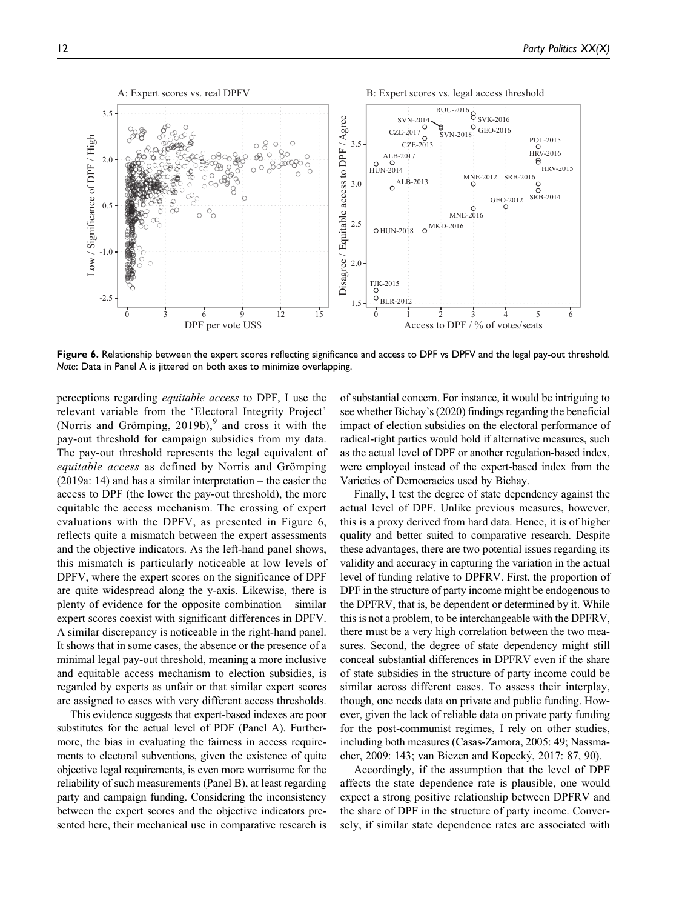**Figure 6.** Relationship between the expert scores reflecting significance and access to DPF vs DPFV and the legal pay-out threshold. *Note*: Data in Panel A is jittered on both axes to minimize overlapping.

perceptions regarding *equitable access* to DPF, I use the relevant variable from the 'Electoral Integrity Project' (Norris and Grömping, 2019b),[9] and cross it with the pay-out threshold for campaign subsidies from my data. The pay-out threshold represents the legal equivalent of *equitable access* as defined by Norris and Grömping (2019a: 14) and has a similar interpretation – the easier the access to DPF (the lower the pay-out threshold), the more equitable the access mechanism. The crossing of expert evaluations with the DPFV, as presented in Figure 6, reflects quite a mismatch between the expert assessments and the objective indicators. As the left-hand panel shows, this mismatch is particularly noticeable at low levels of DPFV, where the expert scores on the significance of DPF are quite widespread along the y-axis. Likewise, there is plenty of evidence for the opposite combination – similar expert scores coexist with significant differences in DPFV. A similar discrepancy is noticeable in the right-hand panel. It shows that in some cases, the absence or the presence of a minimal legal pay-out threshold, meaning a more inclusive and equitable access mechanism to election subsidies, is regarded by experts as unfair or that similar expert scores are assigned to cases with very different access thresholds.

This evidence suggests that expert-based indexes are poor substitutes for the actual level of PDF (Panel A). Furthermore, the bias in evaluating the fairness in access requirements to electoral subventions, given the existence of quite objective legal requirements, is even more worrisome for the reliability of such measurements (Panel B), at least regarding party and campaign funding. Considering the inconsistency between the expert scores and the objective indicators presented here, their mechanical use in comparative research is of substantial concern. For instance, it would be intriguing to see whether Bichay's (2020) findings regarding the beneficial impact of election subsidies on the electoral performance of radical-right parties would hold if alternative measures, such as the actual level of DPF or another regulation-based index, were employed instead of the expert-based index from the Varieties of Democracies used by Bichay.

Finally, I test the degree of state dependency against the actual level of DPF. Unlike previous measures, however, this is a proxy derived from hard data. Hence, it is of higher quality and better suited to comparative research. Despite these advantages, there are two potential issues regarding its validity and accuracy in capturing the variation in the actual level of funding relative to DPFRV. First, the proportion of DPF in the structure of party income might be endogenous to the DPFRV, that is, be dependent or determined by it. While this is not a problem, to be interchangeable with the DPFRV, there must be a very high correlation between the two measures. Second, the degree of state dependency might still conceal substantial differences in DPFRV even if the share of state subsidies in the structure of party income could be similar across different cases. To assess their interplay, though, one needs data on private and public funding. However, given the lack of reliable data on private party funding for the post-communist regimes, I rely on other studies, including both measures (Casas-Zamora, 2005: 49; Nassmacher, 2009: 143; van Biezen and Kopecký, 2017: 87, 90).

Accordingly, if the assumption that the level of DPF affects the state dependence rate is plausible, one would expect a strong positive relationship between DPFRV and the share of DPF in the structure of party income. Conversely, if similar state dependence rates are associated with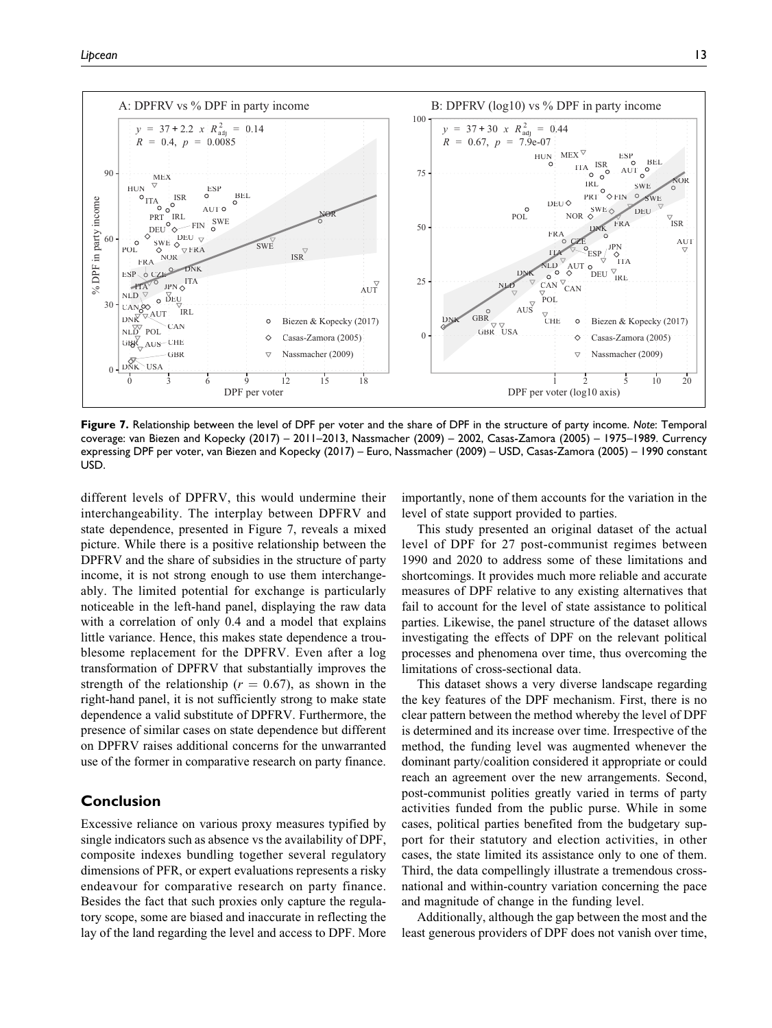**Figure 7.** Relationship between the level of DPF per voter and the share of DPF in the structure of party income. *Note*: Temporal coverage: van Biezen and Kopecky (2017) – 2011–2013, Nassmacher (2009) – 2002, Casas-Zamora (2005) – 1975–1989. Currency expressing DPF per voter, van Biezen and Kopecky (2017) – Euro, Nassmacher (2009) – USD, Casas-Zamora (2005) – 1990 constant USD.

different levels of DPFRV, this would undermine their interchangeability. The interplay between DPFRV and state dependence, presented in Figure 7, reveals a mixed picture. While there is a positive relationship between the DPFRV and the share of subsidies in the structure of party income, it is not strong enough to use them interchangeably. The limited potential for exchange is particularly noticeable in the left-hand panel, displaying the raw data with a correlation of only 0.4 and a model that explains little variance. Hence, this makes state dependence a troublesome replacement for the DPFRV. Even after a log transformation of DPFRV that substantially improves the strength of the relationship ($r = 0.67$), as shown in the right-hand panel, it is not sufficiently strong to make state dependence a valid substitute of DPFRV. Furthermore, the presence of similar cases on state dependence but different on DPFRV raises additional concerns for the unwarranted use of the former in comparative research on party finance.

## Conclusion

Excessive reliance on various proxy measures typified by single indicators such as absence vs the availability of DPF, composite indexes bundling together several regulatory dimensions of PFR, or expert evaluations represents a risky endeavour for comparative research on party finance. Besides the fact that such proxies only capture the regulatory scope, some are biased and inaccurate in reflecting the lay of the land regarding the level and access to DPF. More importantly, none of them accounts for the variation in the level of state support provided to parties.

This study presented an original dataset of the actual level of DPF for 27 post-communist regimes between 1990 and 2020 to address some of these limitations and shortcomings. It provides much more reliable and accurate measures of DPF relative to any existing alternatives that fail to account for the level of state assistance to political parties. Likewise, the panel structure of the dataset allows investigating the effects of DPF on the relevant political processes and phenomena over time, thus overcoming the limitations of cross-sectional data.

This dataset shows a very diverse landscape regarding the key features of the DPF mechanism. First, there is no clear pattern between the method whereby the level of DPF is determined and its increase over time. Irrespective of the method, the funding level was augmented whenever the dominant party/coalition considered it appropriate or could reach an agreement over the new arrangements. Second, post-communist polities greatly varied in terms of party activities funded from the public purse. While in some cases, political parties benefited from the budgetary support for their statutory and election activities, in other cases, the state limited its assistance only to one of them. Third, the data compellingly illustrate a tremendous cross-national and within-country variation concerning the pace and magnitude of change in the funding level.

Additionally, although the gap between the most and the least generous providers of DPF does not vanish over time,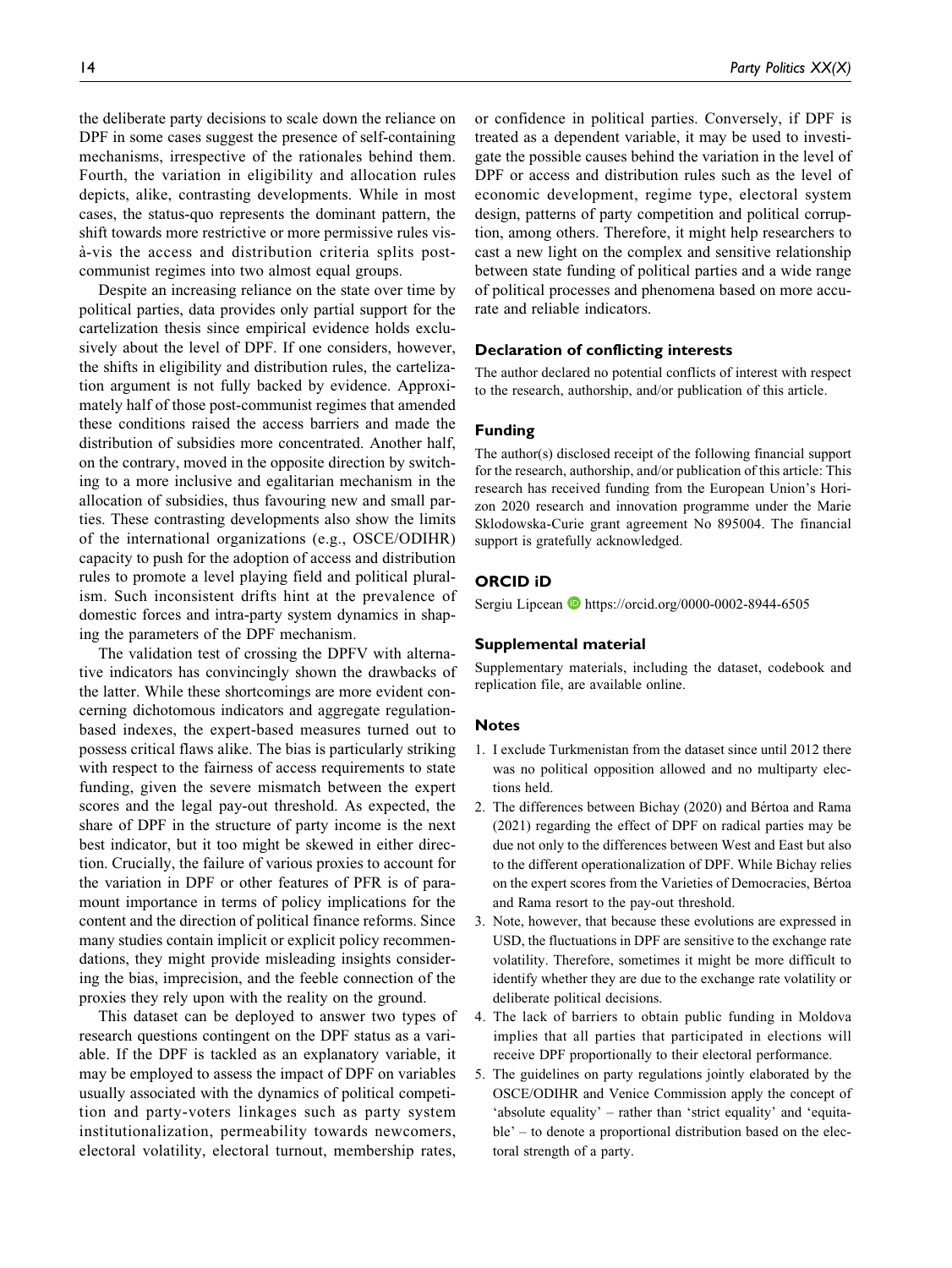the deliberate party decisions to scale down the reliance on DPF in some cases suggest the presence of self-containing mechanisms, irrespective of the rationales behind them. Fourth, the variation in eligibility and allocation rules depicts, alike, contrasting developments. While in most cases, the status-quo represents the dominant pattern, the shift towards more restrictive or more permissive rules vis-à-vis the access and distribution criteria splits post-communist regimes into two almost equal groups.

Despite an increasing reliance on the state over time by political parties, data provides only partial support for the cartelization thesis since empirical evidence holds exclusively about the level of DPF. If one considers, however, the shifts in eligibility and distribution rules, the cartelization argument is not fully backed by evidence. Approximately half of those post-communist regimes that amended these conditions raised the access barriers and made the distribution of subsidies more concentrated. Another half, on the contrary, moved in the opposite direction by switching to a more inclusive and egalitarian mechanism in the allocation of subsidies, thus favouring new and small parties. These contrasting developments also show the limits of the international organizations (e.g., OSCE/ODIHR) capacity to push for the adoption of access and distribution rules to promote a level playing field and political pluralism. Such inconsistent drifts hint at the prevalence of domestic forces and intra-party system dynamics in shaping the parameters of the DPF mechanism.

The validation test of crossing the DPFV with alternative indicators has convincingly shown the drawbacks of the latter. While these shortcomings are more evident concerning dichotomous indicators and aggregate regulation-based indexes, the expert-based measures turned out to possess critical flaws alike. The bias is particularly striking with respect to the fairness of access requirements to state funding, given the severe mismatch between the expert scores and the legal pay-out threshold. As expected, the share of DPF in the structure of party income is the next best indicator, but it too might be skewed in either direction. Crucially, the failure of various proxies to account for the variation in DPF or other features of PFR is of paramount importance in terms of policy implications for the content and the direction of political finance reforms. Since many studies contain implicit or explicit policy recommendations, they might provide misleading insights considering the bias, imprecision, and the feeble connection of the proxies they rely upon with the reality on the ground.

This dataset can be deployed to answer two types of research questions contingent on the DPF status as a variable. If the DPF is tackled as an explanatory variable, it may be employed to assess the impact of DPF on variables usually associated with the dynamics of political competition and party-voters linkages such as party system institutionalization, permeability towards newcomers, electoral volatility, electoral turnout, membership rates, or confidence in political parties. Conversely, if DPF is treated as a dependent variable, it may be used to investigate the possible causes behind the variation in the level of DPF or access and distribution rules such as the level of economic development, regime type, electoral system design, patterns of party competition and political corruption, among others. Therefore, it might help researchers to cast a new light on the complex and sensitive relationship between state funding of political parties and a wide range of political processes and phenomena based on more accurate and reliable indicators.

## Declaration of conflicting interests

The author declared no potential conflicts of interest with respect to the research, authorship, and/or publication of this article.

## Funding

The author(s) disclosed receipt of the following financial support for the research, authorship, and/or publication of this article: This research has received funding from the European Union's Horizon 2020 research and innovation programme under the Marie Sklodowska-Curie grant agreement No 895004. The financial support is gratefully acknowledged.

## ORCID iD

Sergiu Lipcean https://orcid.org/0000-0002-8944-6505

## Supplemental material

Supplementary materials, including the dataset, codebook and replication file, are available online.

## Notes

1. I exclude Turkmenistan from the dataset since until 2012 there was no political opposition allowed and no multiparty elections held.
2. The differences between Bichay (2020) and Bértoa and Rama (2021) regarding the effect of DPF on radical parties may be due not only to the differences between West and East but also to the different operationalization of DPF. While Bichay relies on the expert scores from the Varieties of Democracies, Bértoa and Rama resort to the pay-out threshold.
3. Note, however, that because these evolutions are expressed in USD, the fluctuations in DPF are sensitive to the exchange rate volatility. Therefore, sometimes it might be more difficult to identify whether they are due to the exchange rate volatility or deliberate political decisions.
4. The lack of barriers to obtain public funding in Moldova implies that all parties that participated in elections will receive DPF proportionally to their electoral performance.
5. The guidelines on party regulations jointly elaborated by the OSCE/ODIHR and Venice Commission apply the concept of 'absolute equality' – rather than 'strict equality' and 'equitable' – to denote a proportional distribution based on the electoral strength of a party.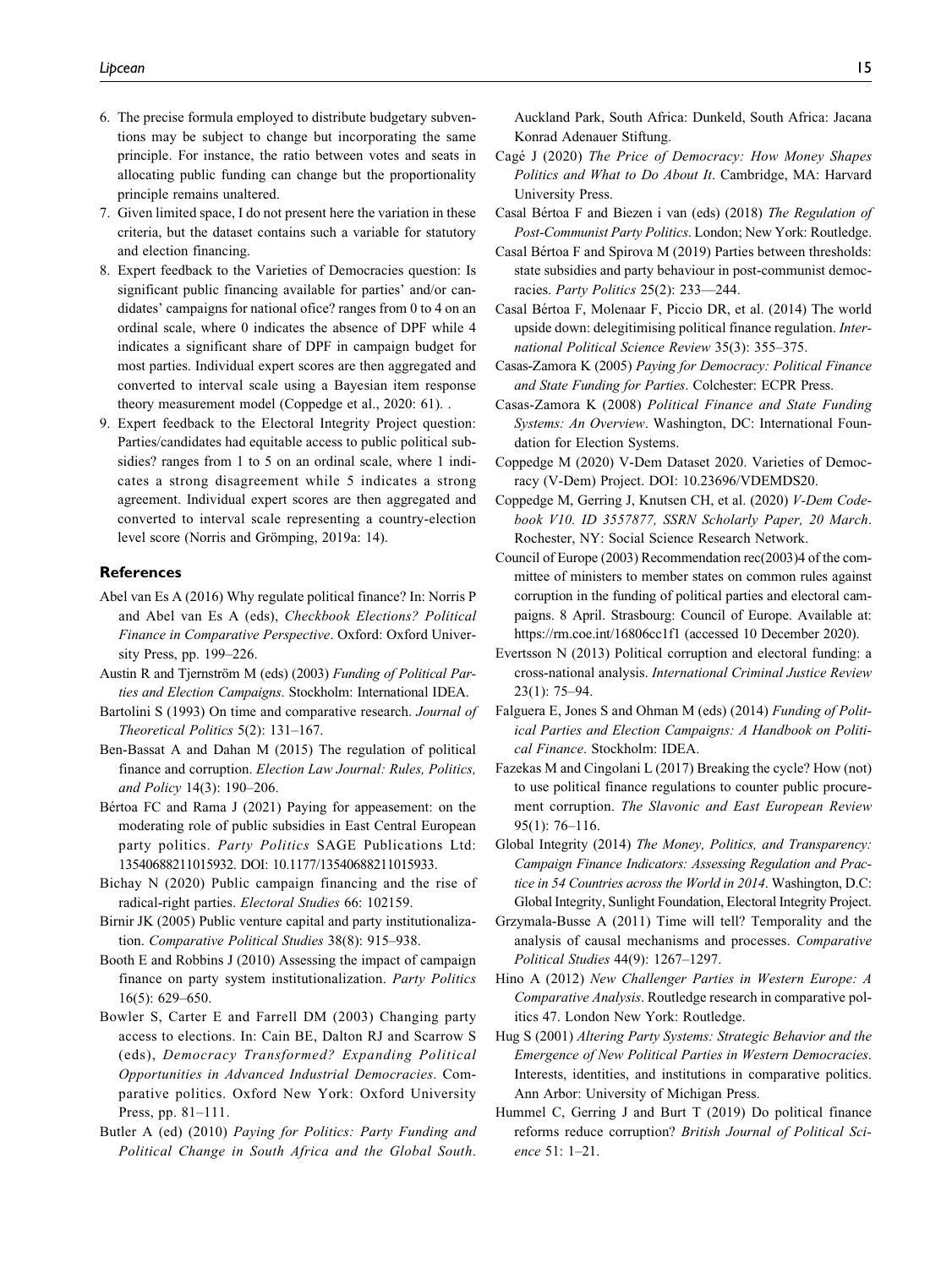6. The precise formula employed to distribute budgetary subventions may be subject to change but incorporating the same principle. For instance, the ratio between votes and seats in allocating public funding can change but the proportionality principle remains unaltered.
7. Given limited space, I do not present here the variation in these criteria, but the dataset contains such a variable for statutory and election financing.
8. Expert feedback to the Varieties of Democracies question: Is significant public financing available for parties' and/or candidates' campaigns for national ofice? ranges from 0 to 4 on an ordinal scale, where 0 indicates the absence of DPF while 4 indicates a significant share of DPF in campaign budget for most parties. Individual expert scores are then aggregated and converted to interval scale using a Bayesian item response theory measurement model (Coppedge et al., 2020: 61). .
9. Expert feedback to the Electoral Integrity Project question: Parties/candidates had equitable access to public political subsidies? ranges from 1 to 5 on an ordinal scale, where 1 indicates a strong disagreement while 5 indicates a strong agreement. Individual expert scores are then aggregated and converted to interval scale representing a country-election level score (Norris and Grömping, 2019a: 14).

## References

Abel van Es A (2016) Why regulate political finance? In: Norris P and Abel van Es A (eds), *Checkbook Elections? Political Finance in Comparative Perspective*. Oxford: Oxford University Press, pp. 199–226.

Austin R and Tjernström M (eds) (2003) *Funding of Political Parties and Election Campaigns*. Stockholm: International IDEA.

Bartolini S (1993) On time and comparative research. *Journal of Theoretical Politics* 5(2): 131–167.

Ben-Bassat A and Dahan M (2015) The regulation of political finance and corruption. *Election Law Journal: Rules, Politics, and Policy* 14(3): 190–206.

Bértoa FC and Rama J (2021) Paying for appeasement: on the moderating role of public subsidies in East Central European party politics. *Party Politics* SAGE Publications Ltd: 13540688211015932. DOI: 10.1177/13540688211015933.

Bichay N (2020) Public campaign financing and the rise of radical-right parties. *Electoral Studies* 66: 102159.

Birnir JK (2005) Public venture capital and party institutionalization. *Comparative Political Studies* 38(8): 915–938.

Booth E and Robbins J (2010) Assessing the impact of campaign finance on party system institutionalization. *Party Politics* 16(5): 629–650.

Bowler S, Carter E and Farrell DM (2003) Changing party access to elections. In: Cain BE, Dalton RJ and Scarrow S (eds), *Democracy Transformed? Expanding Political Opportunities in Advanced Industrial Democracies*. Comparative politics. Oxford New York: Oxford University Press, pp. 81–111.

Butler A (ed) (2010) *Paying for Politics: Party Funding and Political Change in South Africa and the Global South*. Auckland Park, South Africa: Dunkeld, South Africa: Jacana Konrad Adenauer Stiftung.

Cagé J (2020) *The Price of Democracy: How Money Shapes Politics and What to Do About It*. Cambridge, MA: Harvard University Press.

Casal Bértoa F and Biezen i van (eds) (2018) *The Regulation of Post-Communist Party Politics*. London; New York: Routledge.

Casal Bértoa F and Spirova M (2019) Parties between thresholds: state subsidies and party behaviour in post-communist democracies. *Party Politics* 25(2): 233—244.

Casal Bértoa F, Molenaar F, Piccio DR, et al. (2014) The world upside down: delegitimising political finance regulation. *International Political Science Review* 35(3): 355–375.

Casas-Zamora K (2005) *Paying for Democracy: Political Finance and State Funding for Parties*. Colchester: ECPR Press.

Casas-Zamora K (2008) *Political Finance and State Funding Systems: An Overview*. Washington, DC: International Foundation for Election Systems.

Coppedge M (2020) V-Dem Dataset 2020. Varieties of Democracy (V-Dem) Project. DOI: 10.23696/VDEMDS20.

Coppedge M, Gerring J, Knutsen CH, et al. (2020) *V-Dem Codebook V10. ID 3557877, SSRN Scholarly Paper, 20 March*. Rochester, NY: Social Science Research Network.

Council of Europe (2003) Recommendation rec(2003)4 of the committee of ministers to member states on common rules against corruption in the funding of political parties and electoral campaigns. 8 April. Strasbourg: Council of Europe. Available at: https://rm.coe.int/16806cc1f1 (accessed 10 December 2020).

Evertsson N (2013) Political corruption and electoral funding: a cross-national analysis. *International Criminal Justice Review* 23(1): 75–94.

Falguera E, Jones S and Ohman M (eds) (2014) *Funding of Political Parties and Election Campaigns: A Handbook on Political Finance*. Stockholm: IDEA.

Fazekas M and Cingolani L (2017) Breaking the cycle? How (not) to use political finance regulations to counter public procurement corruption. *The Slavonic and East European Review* 95(1): 76–116.

Global Integrity (2014) *The Money, Politics, and Transparency: Campaign Finance Indicators: Assessing Regulation and Practice in 54 Countries across the World in 2014*. Washington, D.C: Global Integrity, Sunlight Foundation, Electoral Integrity Project.

Grzymala-Busse A (2011) Time will tell? Temporality and the analysis of causal mechanisms and processes. *Comparative Political Studies* 44(9): 1267–1297.

Hino A (2012) *New Challenger Parties in Western Europe: A Comparative Analysis*. Routledge research in comparative politics 47. London New York: Routledge.

Hug S (2001) *Altering Party Systems: Strategic Behavior and the Emergence of New Political Parties in Western Democracies*. Interests, identities, and institutions in comparative politics. Ann Arbor: University of Michigan Press.

Hummel C, Gerring J and Burt T (2019) Do political finance reforms reduce corruption? *British Journal of Political Science* 51: 1–21.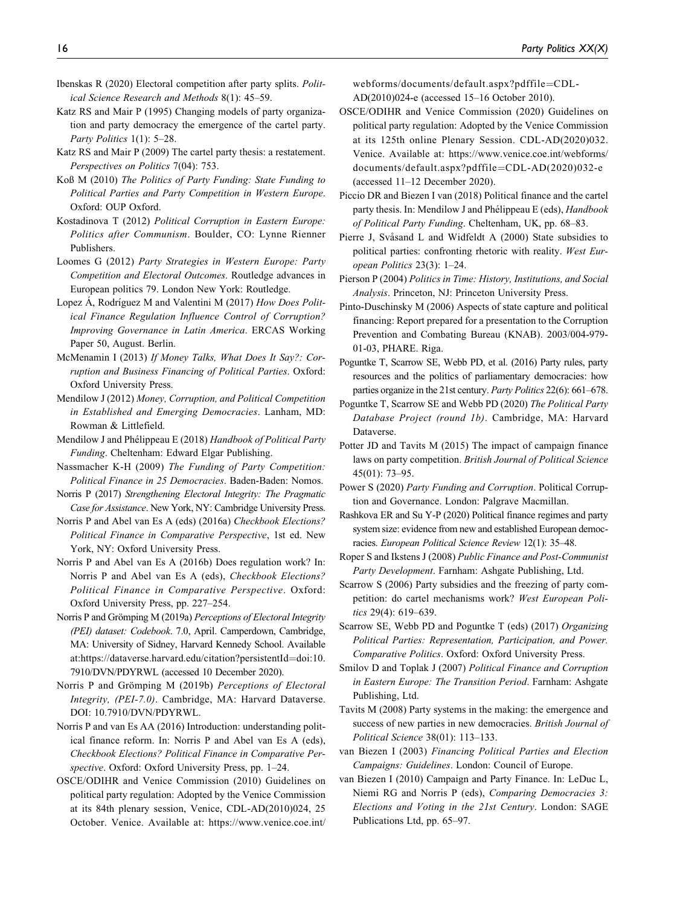Ibenskas R (2020) Electoral competition after party splits. *Political Science Research and Methods* 8(1): 45–59.

Katz RS and Mair P (1995) Changing models of party organization and party democracy the emergence of the cartel party. *Party Politics* 1(1): 5–28.

Katz RS and Mair P (2009) The cartel party thesis: a restatement. *Perspectives on Politics* 7(04): 753.

Koß M (2010) *The Politics of Party Funding: State Funding to Political Parties and Party Competition in Western Europe*. Oxford: OUP Oxford.

Kostadinova T (2012) *Political Corruption in Eastern Europe: Politics after Communism*. Boulder, CO: Lynne Rienner Publishers.

Loomes G (2012) *Party Strategies in Western Europe: Party Competition and Electoral Outcomes*. Routledge advances in European politics 79. London New York: Routledge.

Lopez Á, Rodríguez M and Valentini M (2017) *How Does Political Finance Regulation Influence Control of Corruption? Improving Governance in Latin America*. ERCAS Working Paper 50, August. Berlin.

McMenamin I (2013) *If Money Talks, What Does It Say?: Corruption and Business Financing of Political Parties*. Oxford: Oxford University Press.

Mendilow J (2012) *Money, Corruption, and Political Competition in Established and Emerging Democracies*. Lanham, MD: Rowman & Littlefield.

Mendilow J and Phélippeau E (2018) *Handbook of Political Party Funding*. Cheltenham: Edward Elgar Publishing.

Nassmacher K-H (2009) *The Funding of Party Competition: Political Finance in 25 Democracies*. Baden-Baden: Nomos.

Norris P (2017) *Strengthening Electoral Integrity: The Pragmatic Case for Assistance*. New York, NY: Cambridge University Press.

Norris P and Abel van Es A (eds) (2016a) *Checkbook Elections? Political Finance in Comparative Perspective*, 1st ed. New York, NY: Oxford University Press.

Norris P and Abel van Es A (2016b) Does regulation work? In: Norris P and Abel van Es A (eds), *Checkbook Elections? Political Finance in Comparative Perspective*. Oxford: Oxford University Press, pp. 227–254.

Norris P and Grömping M (2019a) *Perceptions of Electoral Integrity (PEI) dataset: Codebook*. 7.0, April. Camperdown, Cambridge, MA: University of Sidney, Harvard Kennedy School. Available at:https://dataverse.harvard.edu/citation?persistentId=doi:10.7910/DVN/PDYRWL (accessed 10 December 2020).

Norris P and Grömping M (2019b) *Perceptions of Electoral Integrity, (PEI-7.0)*. Cambridge, MA: Harvard Dataverse. DOI: 10.7910/DVN/PDYRWL.

Norris P and van Es AA (2016) Introduction: understanding political finance reform. In: Norris P and Abel van Es A (eds), *Checkbook Elections? Political Finance in Comparative Perspective*. Oxford: Oxford University Press, pp. 1–24.

OSCE/ODIHR and Venice Commission (2010) Guidelines on political party regulation: Adopted by the Venice Commission at its 84th plenary session, Venice, CDL-AD(2010)024, 25 October. Venice. Available at: https://www.venice.coe.int/webforms/documents/default.aspx?pdffile=CDL-AD(2010)024-e (accessed 15–16 October 2010).

OSCE/ODIHR and Venice Commission (2020) Guidelines on political party regulation: Adopted by the Venice Commission at its 125th online Plenary Session. CDL-AD(2020)032. Venice. Available at: https://www.venice.coe.int/webforms/documents/default.aspx?pdffile=CDL-AD(2020)032-e (accessed 11–12 December 2020).

Piccio DR and Biezen I van (2018) Political finance and the cartel party thesis. In: Mendilow J and Phélippeau E (eds), *Handbook of Political Party Funding*. Cheltenham, UK, pp. 68–83.

Pierre J, Svåsand L and Widfeldt A (2000) State subsidies to political parties: confronting rhetoric with reality. *West European Politics* 23(3): 1–24.

Pierson P (2004) *Politics in Time: History, Institutions, and Social Analysis*. Princeton, NJ: Princeton University Press.

Pinto-Duschinsky M (2006) Aspects of state capture and political financing: Report prepared for a presentation to the Corruption Prevention and Combating Bureau (KNAB). 2003/004-979-01-03, PHARE. Riga.

Poguntke T, Scarrow SE, Webb PD, et al. (2016) Party rules, party resources and the politics of parliamentary democracies: how parties organize in the 21st century. *Party Politics* 22(6): 661–678.

Poguntke T, Scarrow SE and Webb PD (2020) *The Political Party Database Project (round 1b)*. Cambridge, MA: Harvard Dataverse.

Potter JD and Tavits M (2015) The impact of campaign finance laws on party competition. *British Journal of Political Science* 45(01): 73–95.

Power S (2020) *Party Funding and Corruption*. Political Corruption and Governance. London: Palgrave Macmillan.

Rashkova ER and Su Y-P (2020) Political finance regimes and party system size: evidence from new and established European democracies. *European Political Science Review* 12(1): 35–48.

Roper S and Ikstens J (2008) *Public Finance and Post-Communist Party Development*. Farnham: Ashgate Publishing, Ltd.

Scarrow S (2006) Party subsidies and the freezing of party competition: do cartel mechanisms work? *West European Politics* 29(4): 619–639.

Scarrow SE, Webb PD and Poguntke T (eds) (2017) *Organizing Political Parties: Representation, Participation, and Power. Comparative Politics*. Oxford: Oxford University Press.

Smilov D and Toplak J (2007) *Political Finance and Corruption in Eastern Europe: The Transition Period*. Farnham: Ashgate Publishing, Ltd.

Tavits M (2008) Party systems in the making: the emergence and success of new parties in new democracies. *British Journal of Political Science* 38(01): 113–133.

van Biezen I (2003) *Financing Political Parties and Election Campaigns: Guidelines*. London: Council of Europe.

van Biezen I (2010) Campaign and Party Finance. In: LeDuc L, Niemi RG and Norris P (eds), *Comparing Democracies 3: Elections and Voting in the 21st Century*. London: SAGE Publications Ltd, pp. 65–97.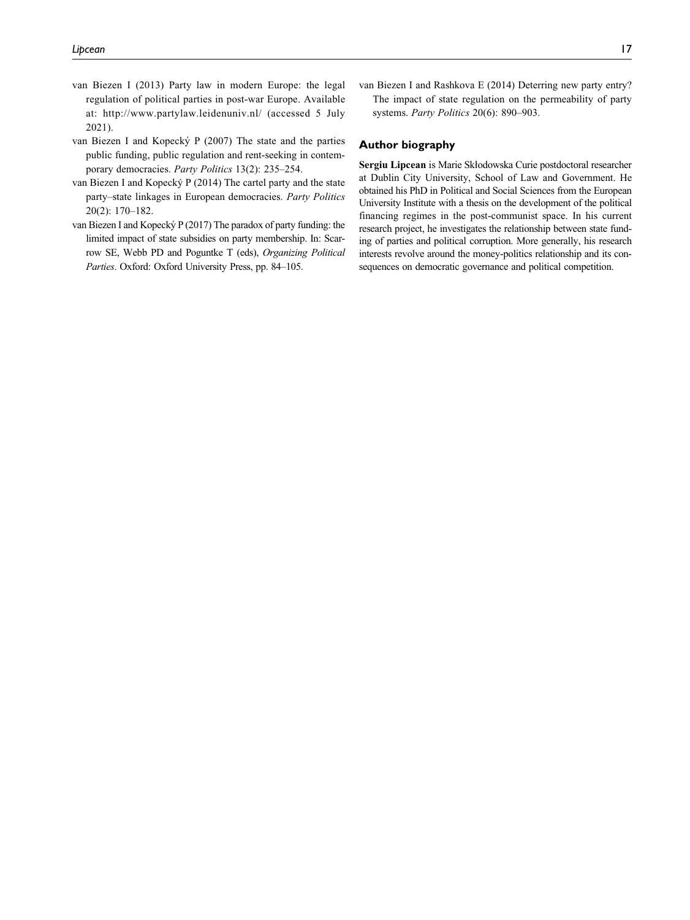van Biezen I (2013) Party law in modern Europe: the legal regulation of political parties in post-war Europe. Available at: http://www.partylaw.leidenuniv.nl/ (accessed 5 July 2021).

van Biezen I and Kopecký P (2007) The state and the parties public funding, public regulation and rent-seeking in contemporary democracies. *Party Politics* 13(2): 235–254.

van Biezen I and Kopecký P (2014) The cartel party and the state party–state linkages in European democracies. *Party Politics* 20(2): 170–182.

van Biezen I and Kopecký P (2017) The paradox of party funding: the limited impact of state subsidies on party membership. In: Scarrow SE, Webb PD and Poguntke T (eds), *Organizing Political Parties*. Oxford: Oxford University Press, pp. 84–105.

van Biezen I and Rashkova E (2014) Deterring new party entry? The impact of state regulation on the permeability of party systems. *Party Politics* 20(6): 890–903.

## Author biography

**Sergiu Lipcean** is Marie Skłodowska Curie postdoctoral researcher at Dublin City University, School of Law and Government. He obtained his PhD in Political and Social Sciences from the European University Institute with a thesis on the development of the political financing regimes in the post-communist space. In his current research project, he investigates the relationship between state funding of parties and political corruption. More generally, his research interests revolve around the money-politics relationship and its consequences on democratic governance and political competition.